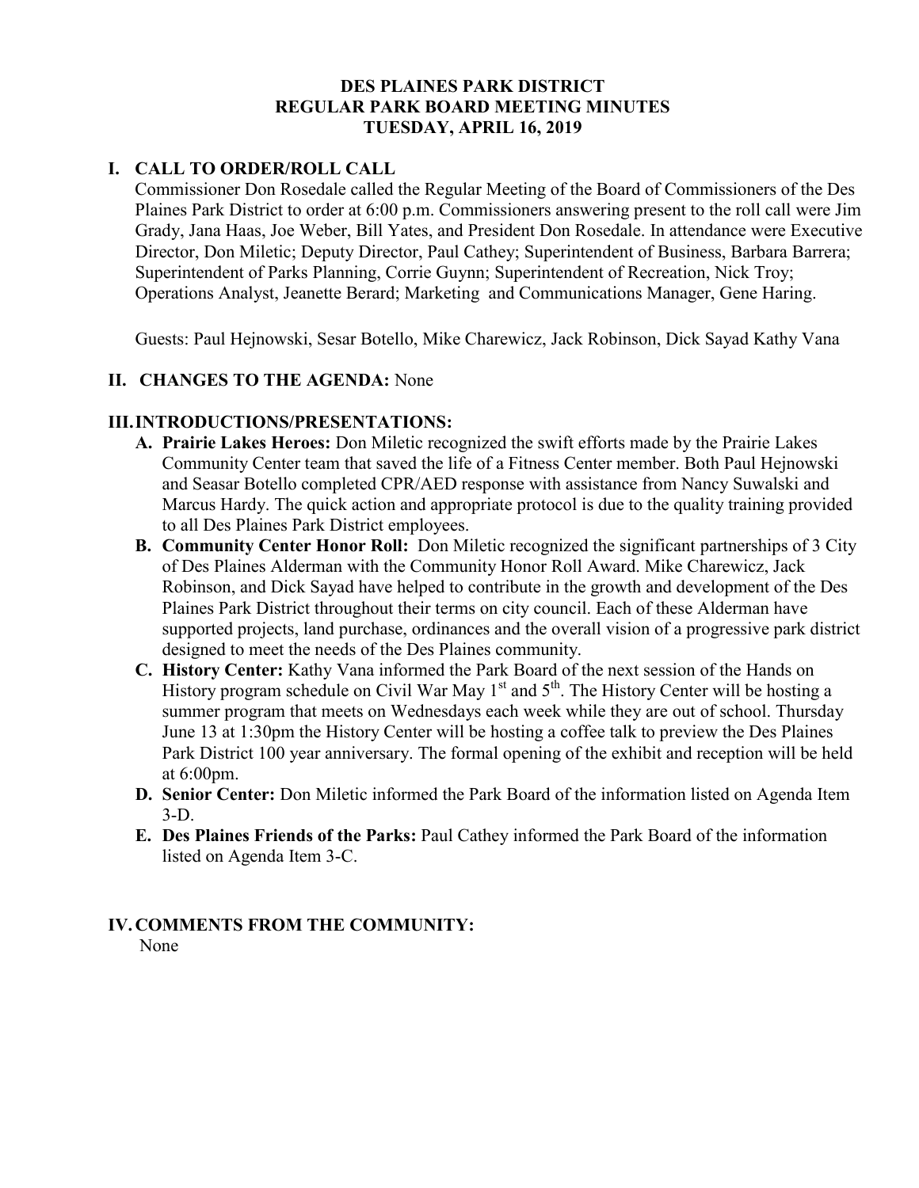# DES PLAINES PARK DISTRICT
# REGULAR PARK BOARD MEETING MINUTES
# TUESDAY, APRIL 16, 2019

## I. CALL TO ORDER/ROLL CALL

Commissioner Don Rosedale called the Regular Meeting of the Board of Commissioners of the Des Plaines Park District to order at 6:00 p.m. Commissioners answering present to the roll call were Jim Grady, Jana Haas, Joe Weber, Bill Yates, and President Don Rosedale. In attendance were Executive Director, Don Miletic; Deputy Director, Paul Cathey; Superintendent of Business, Barbara Barrera; Superintendent of Parks Planning, Corrie Guynn; Superintendent of Recreation, Nick Troy; Operations Analyst, Jeanette Berard; Marketing and Communications Manager, Gene Haring.

Guests: Paul Hejnowski, Sesar Botello, Mike Charewicz, Jack Robinson, Dick Sayad Kathy Vana

## II. CHANGES TO THE AGENDA: None

## III. INTRODUCTIONS/PRESENTATIONS:

- **A. Prairie Lakes Heroes:** Don Miletic recognized the swift efforts made by the Prairie Lakes Community Center team that saved the life of a Fitness Center member. Both Paul Hejnowski and Seasar Botello completed CPR/AED response with assistance from Nancy Suwalski and Marcus Hardy. The quick action and appropriate protocol is due to the quality training provided to all Des Plaines Park District employees.
- **B. Community Center Honor Roll:** Don Miletic recognized the significant partnerships of 3 City of Des Plaines Alderman with the Community Honor Roll Award. Mike Charewicz, Jack Robinson, and Dick Sayad have helped to contribute in the growth and development of the Des Plaines Park District throughout their terms on city council. Each of these Alderman have supported projects, land purchase, ordinances and the overall vision of a progressive park district designed to meet the needs of the Des Plaines community.
- **C. History Center:** Kathy Vana informed the Park Board of the next session of the Hands on History program schedule on Civil War May 1st and 5th. The History Center will be hosting a summer program that meets on Wednesdays each week while they are out of school. Thursday June 13 at 1:30pm the History Center will be hosting a coffee talk to preview the Des Plaines Park District 100 year anniversary. The formal opening of the exhibit and reception will be held at 6:00pm.
- **D. Senior Center:** Don Miletic informed the Park Board of the information listed on Agenda Item 3-D.
- **E. Des Plaines Friends of the Parks:** Paul Cathey informed the Park Board of the information listed on Agenda Item 3-C.

## IV. COMMENTS FROM THE COMMUNITY:

None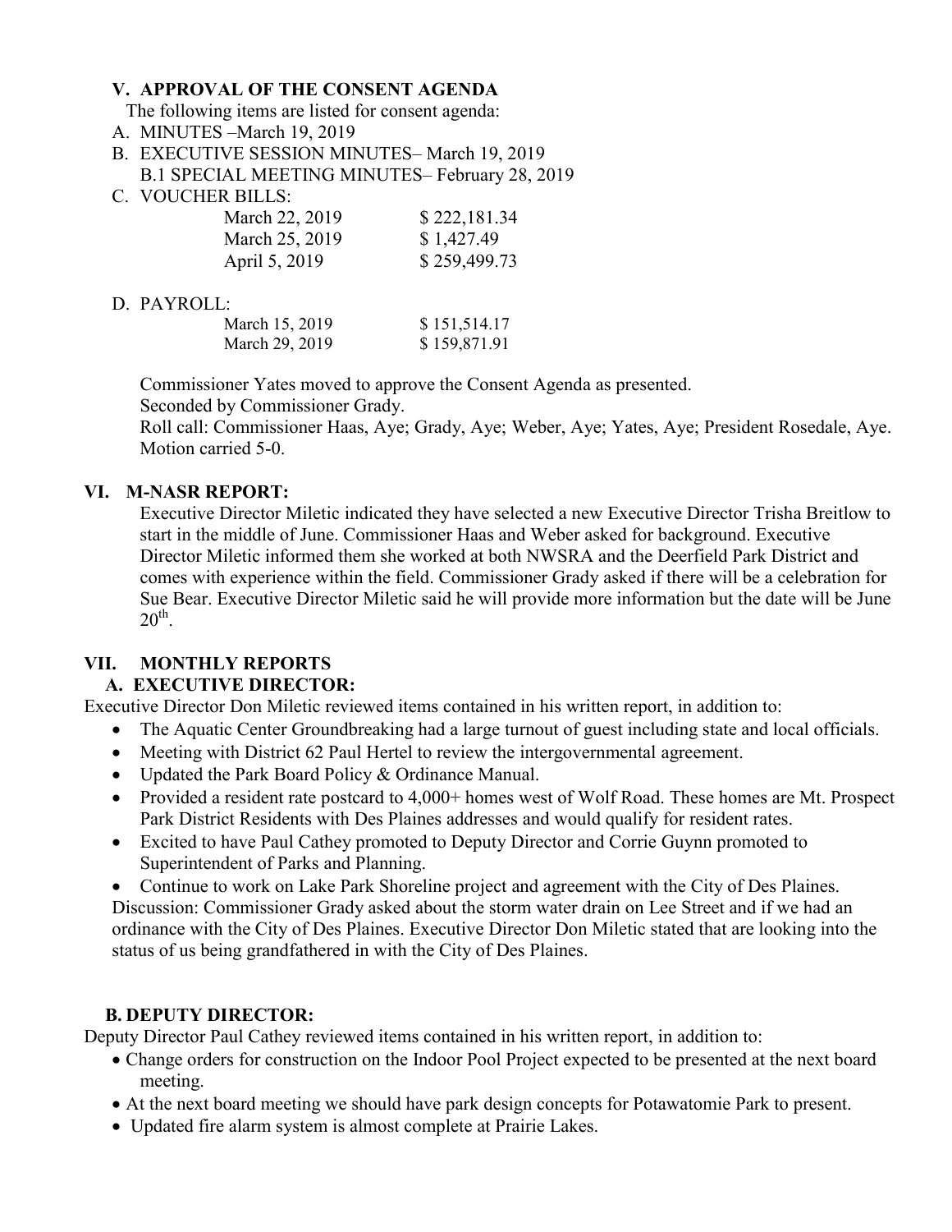## V. APPROVAL OF THE CONSENT AGENDA

The following items are listed for consent agenda:

A. MINUTES –March 19, 2019

B. EXECUTIVE SESSION MINUTES– March 19, 2019

B.1 SPECIAL MEETING MINUTES– February 28, 2019

C. VOUCHER BILLS:

| | |
|---|---|
| March 22, 2019 | $ 222,181.34 |
| March 25, 2019 | $ 1,427.49 |
| April 5, 2019 | $ 259,499.73 |

D. PAYROLL:

| | |
|---|---|
| March 15, 2019 | $ 151,514.17 |
| March 29, 2019 | $ 159,871.91 |

Commissioner Yates moved to approve the Consent Agenda as presented.
Seconded by Commissioner Grady.
Roll call: Commissioner Haas, Aye; Grady, Aye; Weber, Aye; Yates, Aye; President Rosedale, Aye.
Motion carried 5-0.

## VI. M-NASR REPORT:

Executive Director Miletic indicated they have selected a new Executive Director Trisha Breitlow to start in the middle of June. Commissioner Haas and Weber asked for background. Executive Director Miletic informed them she worked at both NWSRA and the Deerfield Park District and comes with experience within the field. Commissioner Grady asked if there will be a celebration for Sue Bear. Executive Director Miletic said he will provide more information but the date will be June 20th.

## VII. MONTHLY REPORTS

### A. EXECUTIVE DIRECTOR:

Executive Director Don Miletic reviewed items contained in his written report, in addition to:

- The Aquatic Center Groundbreaking had a large turnout of guest including state and local officials.
- Meeting with District 62 Paul Hertel to review the intergovernmental agreement.
- Updated the Park Board Policy & Ordinance Manual.
- Provided a resident rate postcard to 4,000+ homes west of Wolf Road. These homes are Mt. Prospect Park District Residents with Des Plaines addresses and would qualify for resident rates.
- Excited to have Paul Cathey promoted to Deputy Director and Corrie Guynn promoted to Superintendent of Parks and Planning.
- Continue to work on Lake Park Shoreline project and agreement with the City of Des Plaines.

Discussion: Commissioner Grady asked about the storm water drain on Lee Street and if we had an ordinance with the City of Des Plaines. Executive Director Don Miletic stated that are looking into the status of us being grandfathered in with the City of Des Plaines.

### B. DEPUTY DIRECTOR:

Deputy Director Paul Cathey reviewed items contained in his written report, in addition to:

- Change orders for construction on the Indoor Pool Project expected to be presented at the next board meeting.
- At the next board meeting we should have park design concepts for Potawatomie Park to present.
- Updated fire alarm system is almost complete at Prairie Lakes.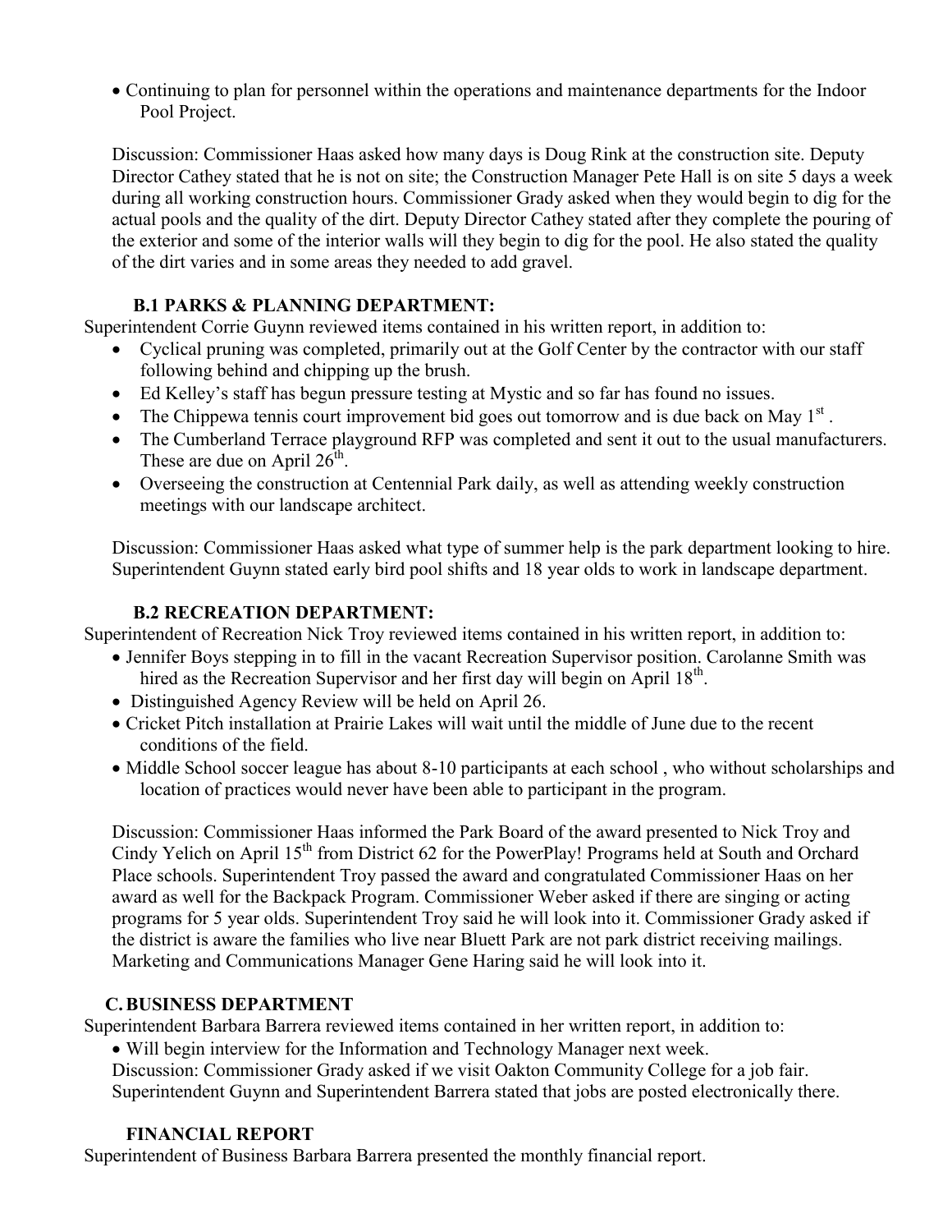- Continuing to plan for personnel within the operations and maintenance departments for the Indoor Pool Project.

Discussion: Commissioner Haas asked how many days is Doug Rink at the construction site. Deputy Director Cathey stated that he is not on site; the Construction Manager Pete Hall is on site 5 days a week during all working construction hours. Commissioner Grady asked when they would begin to dig for the actual pools and the quality of the dirt. Deputy Director Cathey stated after they complete the pouring of the exterior and some of the interior walls will they begin to dig for the pool. He also stated the quality of the dirt varies and in some areas they needed to add gravel.

**B.1 PARKS & PLANNING DEPARTMENT:**

Superintendent Corrie Guynn reviewed items contained in his written report, in addition to:

- Cyclical pruning was completed, primarily out at the Golf Center by the contractor with our staff following behind and chipping up the brush.
- Ed Kelley's staff has begun pressure testing at Mystic and so far has found no issues.
- The Chippewa tennis court improvement bid goes out tomorrow and is due back on May 1st .
- The Cumberland Terrace playground RFP was completed and sent it out to the usual manufacturers. These are due on April 26th.
- Overseeing the construction at Centennial Park daily, as well as attending weekly construction meetings with our landscape architect.

Discussion: Commissioner Haas asked what type of summer help is the park department looking to hire. Superintendent Guynn stated early bird pool shifts and 18 year olds to work in landscape department.

**B.2 RECREATION DEPARTMENT:**

Superintendent of Recreation Nick Troy reviewed items contained in his written report, in addition to:

- Jennifer Boys stepping in to fill in the vacant Recreation Supervisor position. Carolanne Smith was hired as the Recreation Supervisor and her first day will begin on April 18th.
- Distinguished Agency Review will be held on April 26.
- Cricket Pitch installation at Prairie Lakes will wait until the middle of June due to the recent conditions of the field.
- Middle School soccer league has about 8-10 participants at each school , who without scholarships and location of practices would never have been able to participant in the program.

Discussion: Commissioner Haas informed the Park Board of the award presented to Nick Troy and Cindy Yelich on April 15th from District 62 for the PowerPlay! Programs held at South and Orchard Place schools. Superintendent Troy passed the award and congratulated Commissioner Haas on her award as well for the Backpack Program. Commissioner Weber asked if there are singing or acting programs for 5 year olds. Superintendent Troy said he will look into it. Commissioner Grady asked if the district is aware the families who live near Bluett Park are not park district receiving mailings. Marketing and Communications Manager Gene Haring said he will look into it.

**C. BUSINESS DEPARTMENT**

Superintendent Barbara Barrera reviewed items contained in her written report, in addition to:

- Will begin interview for the Information and Technology Manager next week.

Discussion: Commissioner Grady asked if we visit Oakton Community College for a job fair. Superintendent Guynn and Superintendent Barrera stated that jobs are posted electronically there.

**FINANCIAL REPORT**

Superintendent of Business Barbara Barrera presented the monthly financial report.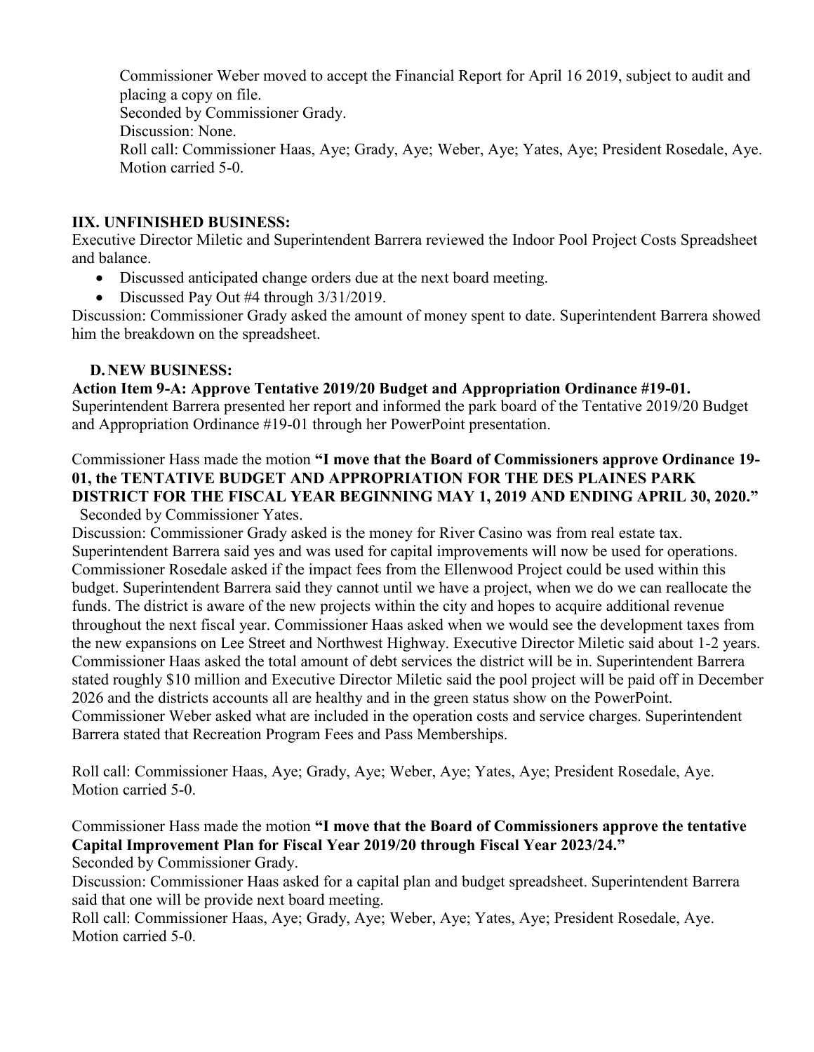Commissioner Weber moved to accept the Financial Report for April 16 2019, subject to audit and placing a copy on file.
Seconded by Commissioner Grady.
Discussion: None.
Roll call: Commissioner Haas, Aye; Grady, Aye; Weber, Aye; Yates, Aye; President Rosedale, Aye.
Motion carried 5-0.

## IIX. UNFINISHED BUSINESS:

Executive Director Miletic and Superintendent Barrera reviewed the Indoor Pool Project Costs Spreadsheet and balance.

- Discussed anticipated change orders due at the next board meeting.
- Discussed Pay Out #4 through 3/31/2019.

Discussion: Commissioner Grady asked the amount of money spent to date. Superintendent Barrera showed him the breakdown on the spreadsheet.

## D. NEW BUSINESS:

**Action Item 9-A: Approve Tentative 2019/20 Budget and Appropriation Ordinance #19-01.**
Superintendent Barrera presented her report and informed the park board of the Tentative 2019/20 Budget and Appropriation Ordinance #19-01 through her PowerPoint presentation.

Commissioner Hass made the motion **"I move that the Board of Commissioners approve Ordinance 19-01, the TENTATIVE BUDGET AND APPROPRIATION FOR THE DES PLAINES PARK DISTRICT FOR THE FISCAL YEAR BEGINNING MAY 1, 2019 AND ENDING APRIL 30, 2020."**
Seconded by Commissioner Yates.
Discussion: Commissioner Grady asked is the money for River Casino was from real estate tax. Superintendent Barrera said yes and was used for capital improvements will now be used for operations. Commissioner Rosedale asked if the impact fees from the Ellenwood Project could be used within this budget. Superintendent Barrera said they cannot until we have a project, when we do we can reallocate the funds. The district is aware of the new projects within the city and hopes to acquire additional revenue throughout the next fiscal year. Commissioner Haas asked when we would see the development taxes from the new expansions on Lee Street and Northwest Highway. Executive Director Miletic said about 1-2 years. Commissioner Haas asked the total amount of debt services the district will be in. Superintendent Barrera stated roughly $10 million and Executive Director Miletic said the pool project will be paid off in December 2026 and the districts accounts all are healthy and in the green status show on the PowerPoint. Commissioner Weber asked what are included in the operation costs and service charges. Superintendent Barrera stated that Recreation Program Fees and Pass Memberships.

Roll call: Commissioner Haas, Aye; Grady, Aye; Weber, Aye; Yates, Aye; President Rosedale, Aye.
Motion carried 5-0.

Commissioner Hass made the motion **"I move that the Board of Commissioners approve the tentative Capital Improvement Plan for Fiscal Year 2019/20 through Fiscal Year 2023/24."**
Seconded by Commissioner Grady.
Discussion: Commissioner Haas asked for a capital plan and budget spreadsheet. Superintendent Barrera said that one will be provide next board meeting.
Roll call: Commissioner Haas, Aye; Grady, Aye; Weber, Aye; Yates, Aye; President Rosedale, Aye.
Motion carried 5-0.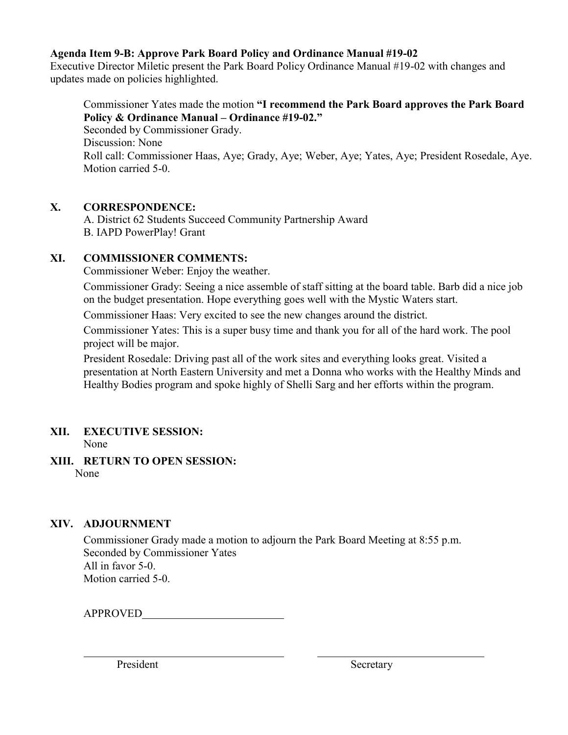**Agenda Item 9-B: Approve Park Board Policy and Ordinance Manual #19-02**

Executive Director Miletic present the Park Board Policy Ordinance Manual #19-02 with changes and updates made on policies highlighted.

> Commissioner Yates made the motion **"I recommend the Park Board approves the Park Board Policy & Ordinance Manual – Ordinance #19-02."**
> Seconded by Commissioner Grady.
> Discussion: None
> Roll call: Commissioner Haas, Aye; Grady, Aye; Weber, Aye; Yates, Aye; President Rosedale, Aye.
> Motion carried 5-0.

## X. CORRESPONDENCE:

A. District 62 Students Succeed Community Partnership Award
B. IAPD PowerPlay! Grant

## XI. COMMISSIONER COMMENTS:

Commissioner Weber: Enjoy the weather.

Commissioner Grady: Seeing a nice assemble of staff sitting at the board table. Barb did a nice job on the budget presentation. Hope everything goes well with the Mystic Waters start.

Commissioner Haas: Very excited to see the new changes around the district.

Commissioner Yates: This is a super busy time and thank you for all of the hard work. The pool project will be major.

President Rosedale: Driving past all of the work sites and everything looks great. Visited a presentation at North Eastern University and met a Donna who works with the Healthy Minds and Healthy Bodies program and spoke highly of Shelli Sarg and her efforts within the program.

## XII. EXECUTIVE SESSION:

None

## XIII. RETURN TO OPEN SESSION:

None

## XIV. ADJOURNMENT

Commissioner Grady made a motion to adjourn the Park Board Meeting at 8:55 p.m.
Seconded by Commissioner Yates
All in favor 5-0.
Motion carried 5-0.

APPROVED\_\_\_\_\_\_\_\_\_\_\_\_\_\_\_\_\_\_\_\_\_\_\_\_\_\_

\_\_\_\_\_\_\_\_\_\_\_\_\_\_\_\_\_\_\_\_\_\_\_\_\_\_\_\_\_\_ \_\_\_\_\_\_\_\_\_\_\_\_\_\_\_\_\_\_\_\_\_\_\_\_\_\_\_\_\_\_

President Secretary